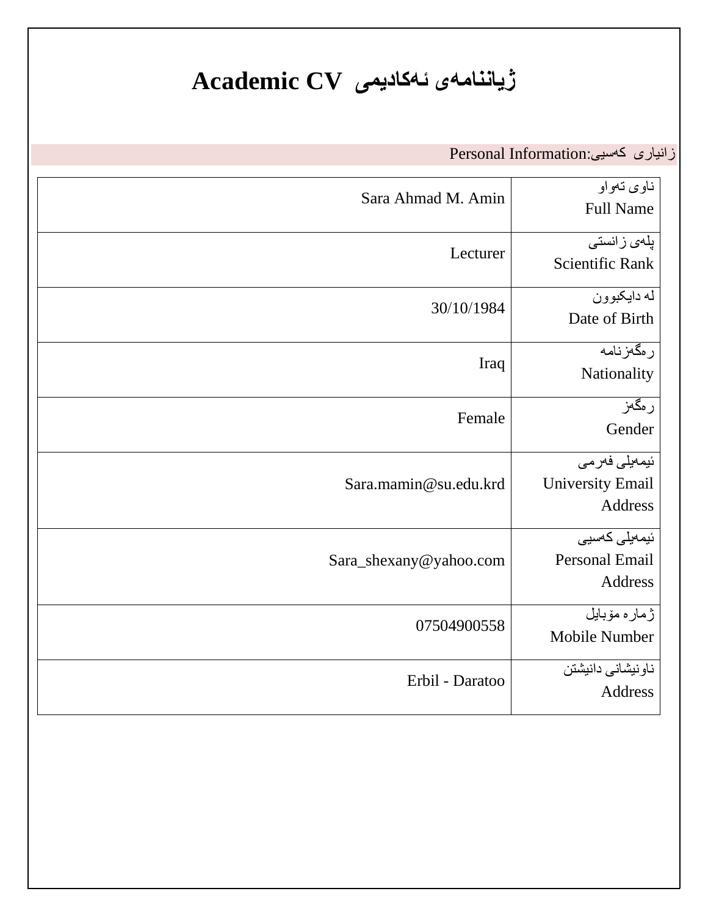# ژیاننامەی ئەکادیمی Academic CV

زانیاری کەسیی:Personal Information

| | |
|---|---|
| ناوی تەواو<br>Full Name | Sara Ahmad M. Amin |
| پلەی زانستی<br>Scientific Rank | Lecturer |
| لە دایکبوون<br>Date of Birth | 30/10/1984 |
| رەگەزنامە<br>Nationality | Iraq |
| رەگەز<br>Gender | Female |
| ئیمەیلی فەرمی<br>University Email Address | Sara.mamin@su.edu.krd |
| ئیمەیلی کەسیی<br>Personal Email Address | Sara_shexany@yahoo.com |
| ژمارە مۆبایل<br>Mobile Number | 07504900558 |
| ناونیشانی دانیشتن<br>Address | Erbil - Daratoo |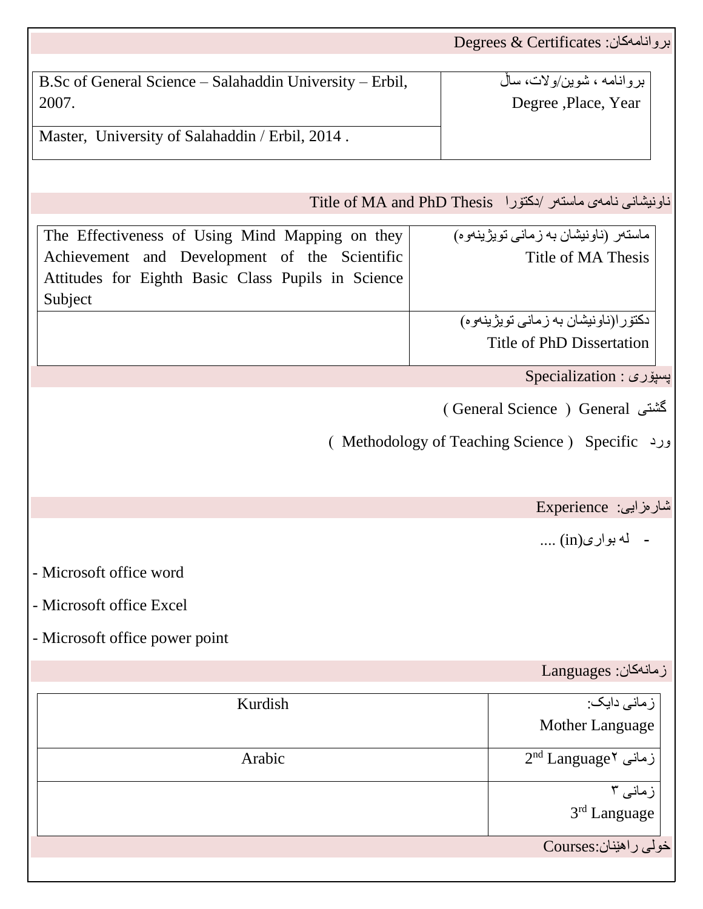## بروانامەکان: Degrees & Certificates

| بروانامە ، شوین/ولات، ساڵ Degree ,Place, Year | |
|---|---|
| | B.Sc of General Science – Salahaddin University – Erbil, 2007. |
| | Master, University of Salahaddin / Erbil, 2014 . |

## ناونیشانی نامەی ماستەر /دکتۆرا Title of MA and PhD Thesis

| | |
|---|---|
| ماستەر (ناونیشان بە زمانی توێژینەوە) Title of MA Thesis | The Effectiveness of Using Mind Mapping on they Achievement and Development of the Scientific Attitudes for Eighth Basic Class Pupils in Science Subject |
| دکتورا(ناونیشان بە زمانی توێژینەوە) Title of PhD Dissertation | |

## پسپۆری : Specialization

گشتی General ( General Science )

ورد Specific ( Methodology of Teaching Science )

## شارەزایی: Experience

- لە بواری(in) ....

- Microsoft office word
- Microsoft office Excel
- Microsoft office power point

## زمانەکان: Languages

| | |
|---|---|
| زمانی دایک: Mother Language | Kurdish |
| زمانی ٢ 2nd Language | Arabic |
| زمانی ٣ 3rd Language | |

## خولی راهێنان:Courses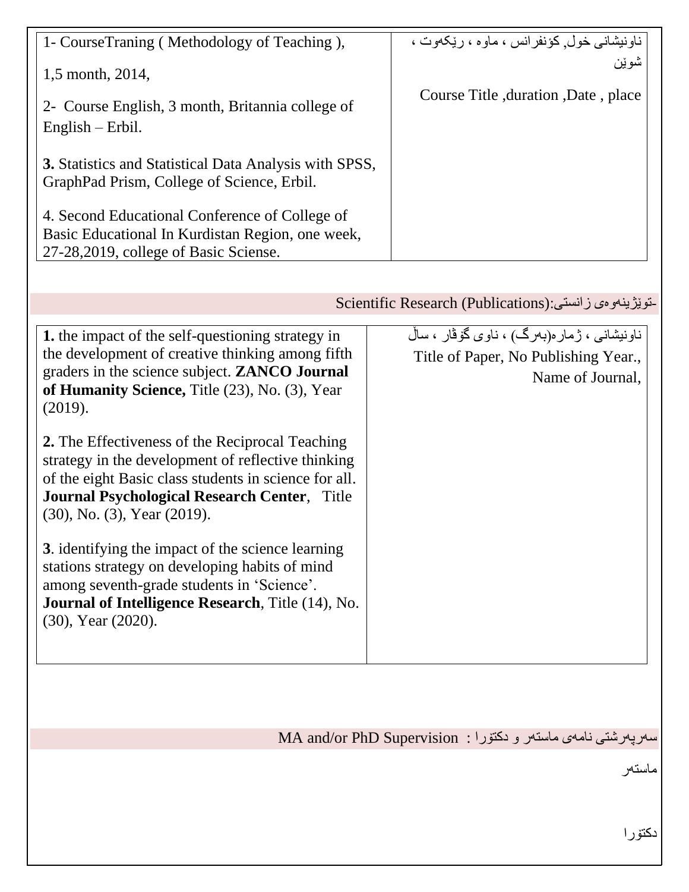| 1- CourseTraning ( Methodology of Teaching ),<br><br>1,5 month, 2014,<br><br>2- Course English, 3 month, Britannia college of English – Erbil.<br><br>**3.** Statistics and Statistical Data Analysis with SPSS, GraphPad Prism, College of Science, Erbil.<br><br>4. Second Educational Conference of College of Basic Educational In Kurdistan Region, one week, 27-28,2019, college of Basic Sciense. | ناونیشانی خول, کۆنفرانس ، ماوە ، ڕێکەوت ، شوێن<br><br>Course Title ,duration ,Date , place |
|---|---|

## -تویژینەوەی زانستی: Scientific Research (Publications)

| **1.** the impact of the self-questioning strategy in the development of creative thinking among fifth graders in the science subject. **ZANCO Journal of Humanity Science,** Title (23), No. (3), Year (2019).<br><br>**2.** The Effectiveness of the Reciprocal Teaching strategy in the development of reflective thinking of the eight Basic class students in science for all. **Journal Psychological Research Center**, Title (30), No. (3), Year (2019).<br><br>**3**. identifying the impact of the science learning stations strategy on developing habits of mind among seventh-grade students in 'Science'. **Journal of Intelligence Research**, Title (14), No. (30), Year (2020). | ناونیشانی ، ژمارە(بەرگ) ، ناوی گۆڤار ، ساڵ<br>Title of Paper, No Publishing Year., Name of Journal, |
|---|---|

## سەرپەرشتی نامەی ماستەر و دکتۆرا : MA and/or PhD Supervision

ماستەر

دکتۆرا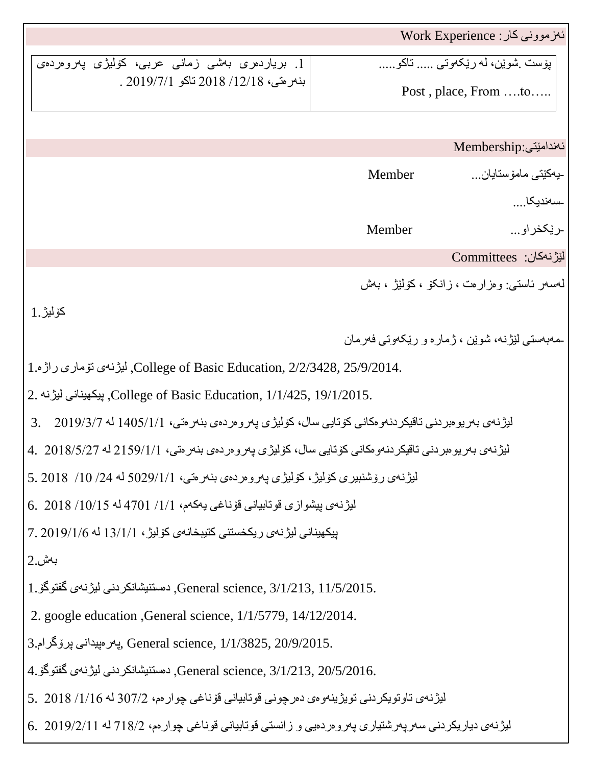## ئەزموونی کار: Work Experience

| پۆست .شوێن، لە ڕێکەوتی ..... تاکو.....<br>Post , place, From ….to….. | 1. بریاردەری بەشی زمانی عربی، کۆلیژی پەروەردەی بنەڕەتی، 2018 /12/18 تاکو 2019/7/1 . |
| --- | --- |

## ئەندامێتی:Membership

-یەکێتی مامۆستایان... Member

-سەندیکا....

-ڕێکخراو... Member

## لیژنەکان: Committees

لەسەر ئاستی: وەزارەت ، زانکۆ ، کۆلێژ ، بەش

1.کۆلیژ

-مەبەستی لێژنە، شوێن ، ژمارە و ڕێکەوتی فەرمان

1.لیژنەی تۆماری راژە, College of Basic Education, 2/2/3428, 25/9/2014.

2. پیکهینانی لیژنە, College of Basic Education, 1/1/425, 19/1/2015.

3. لیژنەی بەریوەبردنی تاقیکردنەوەکانی کۆتایی سال، کۆلیژی پەروەردەی بنەڕەتی، 1405/1/1 لە 2019/3/7

4. لیژنەی بەریوەبردنی تاقیکردنەوەکانی کۆتایی سال، کۆلیژی پەروەردەی بنەڕەتی، 2159/1/1 لە 2018/5/27

5. لیژنەی رۆشنبیری کۆلیژ، کۆلیژی پەروەردەی بنەڕەتی، 5029/1/1 لە 24/ 10/ 2018

6. لیژنەی پیشوازی قوتابیانی قوناغی یەکەم، 1/1/ 4701 لە 10/15/ 2018

7. پیکهینانی لیژنەی ریکخستنی کتیبخانەی کۆلیژ، 13/1/1 لە 2019/1/6

2.بەش

1.دەستنیشانکردنی لیژنەی گفتوگۆ, General science, 3/1/213, 11/5/2015.

2. google education ,General science, 1/1/5779, 14/12/2014.

3.پەرەپیدانی پرۆگرام, General science, 1/1/3825, 20/9/2015.

4.دەستنیشانکردنی لیژنەی گفتوگۆ, General science, 3/1/213, 20/5/2016.

5. لیژنەی تاوتویکردنی تویژینەوەی دەرچونی قوتابیانی قوناغی چوارەم، 307/2 لە 1/16/ 2018

6. لیژنەی دیاریکردنی سەرپەرشتیاری پەروەردەیی و زانستی قوتابیانی قوناغی چوارەم، 718/2 لە 2019/2/11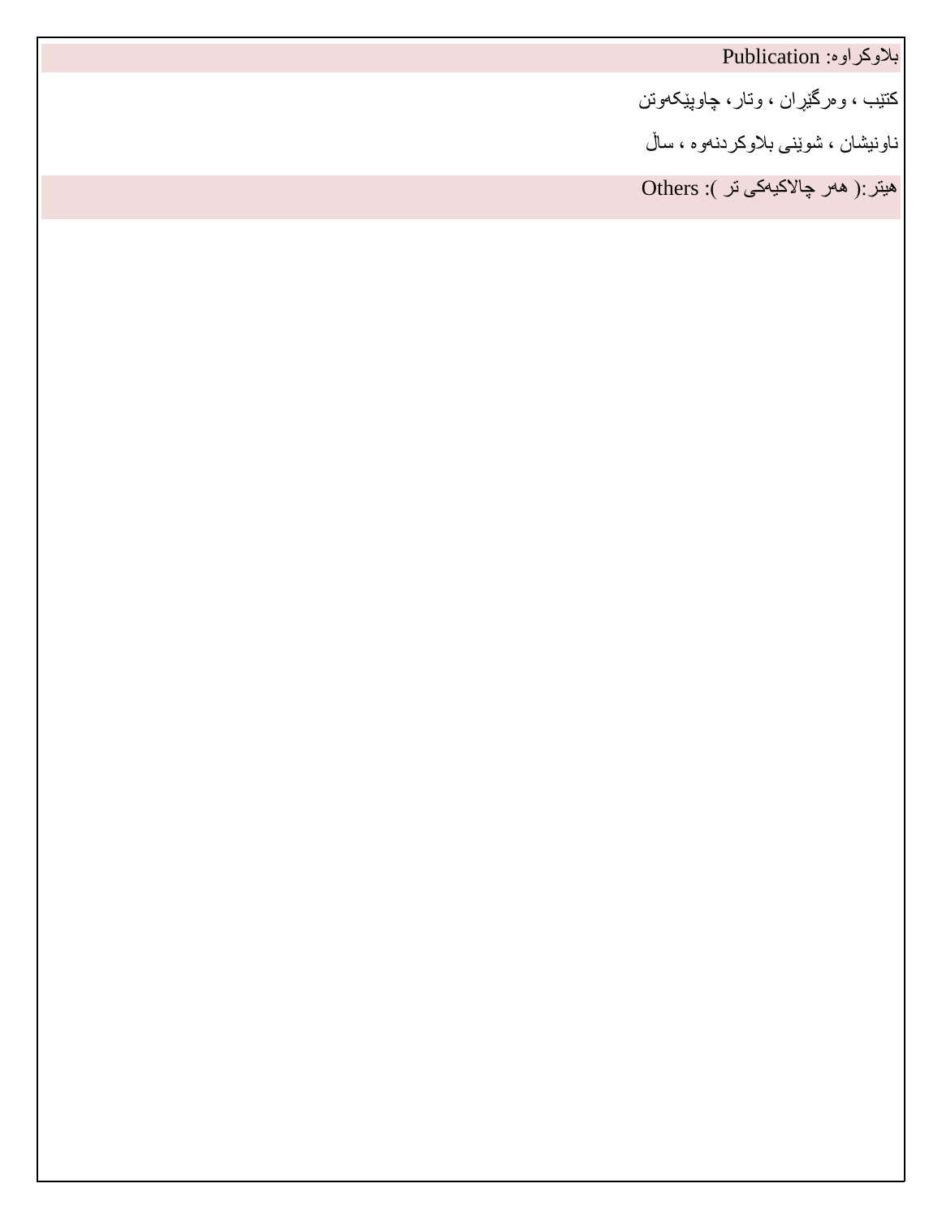بلاوكراوه: Publication

كتێب ، وەرگێڕان ، وتار، چاوپێكەوتن

ناونیشان ، شوێنی بلاوكردنەوە ، ساڵ

هیتر:( هەر چالاكیەكی تر ): Others